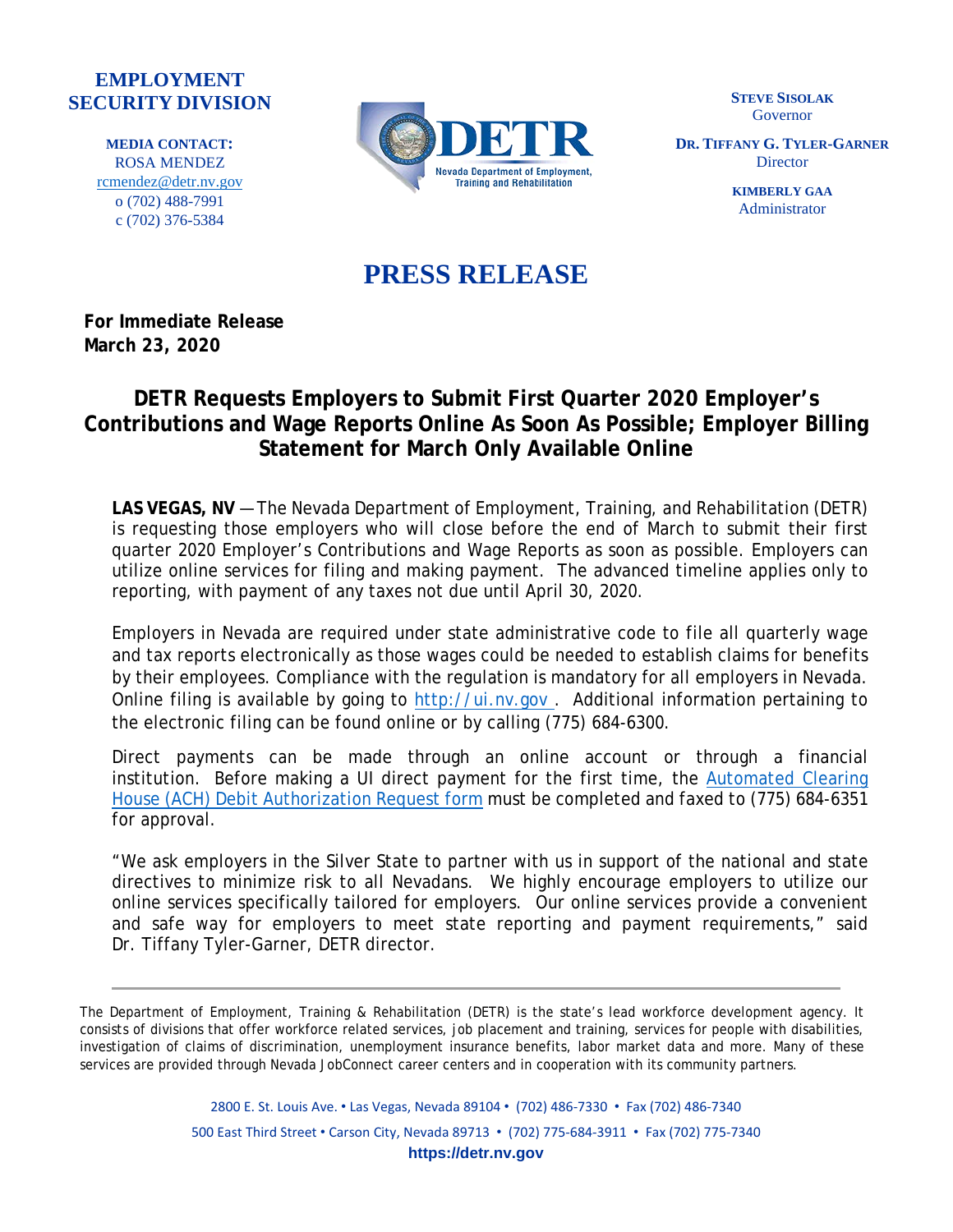**EMPLOYMENT SECURITY DIVISION**

**MEDIA CONTACT:**
ROSA MENDEZ
rcmendez@detr.nv.gov
o (702) 488-7991
c (702) 376-5384

DETR
Nevada Department of Employment, Training and Rehabilitation

**STEVE SISOLAK**
Governor

**DR. TIFFANY G. TYLER-GARNER**
Director

**KIMBERLY GAA**
Administrator

# PRESS RELEASE

**For Immediate Release**
**March 23, 2020**

## DETR Requests Employers to Submit First Quarter 2020 Employer's Contributions and Wage Reports Online As Soon As Possible; Employer Billing Statement for March Only Available Online

**LAS VEGAS, NV** —The Nevada Department of Employment, Training, and Rehabilitation (DETR) is requesting those employers who will close before the end of March to submit their first quarter 2020 Employer's Contributions and Wage Reports as soon as possible. Employers can utilize online services for filing and making payment. The advanced timeline applies only to reporting, with payment of any taxes not due until April 30, 2020.

Employers in Nevada are required under state administrative code to file all quarterly wage and tax reports electronically as those wages could be needed to establish claims for benefits by their employees. Compliance with the regulation is mandatory for all employers in Nevada. Online filing is available by going to http://ui.nv.gov . Additional information pertaining to the electronic filing can be found online or by calling (775) 684-6300.

Direct payments can be made through an online account or through a financial institution. Before making a UI direct payment for the first time, the Automated Clearing House (ACH) Debit Authorization Request form must be completed and faxed to (775) 684-6351 for approval.

"We ask employers in the Silver State to partner with us in support of the national and state directives to minimize risk to all Nevadans. We highly encourage employers to utilize our online services specifically tailored for employers. Our online services provide a convenient and safe way for employers to meet state reporting and payment requirements," said Dr. Tiffany Tyler-Garner, DETR director.

---

The Department of Employment, Training & Rehabilitation (DETR) is the state's lead workforce development agency. It consists of divisions that offer workforce related services, job placement and training, services for people with disabilities, investigation of claims of discrimination, unemployment insurance benefits, labor market data and more. Many of these services are provided through Nevada JobConnect career centers and in cooperation with its community partners.

2800 E. St. Louis Ave. • Las Vegas, Nevada 89104 • (702) 486-7330 • Fax (702) 486-7340
500 East Third Street • Carson City, Nevada 89713 • (702) 775-684-3911 • Fax (702) 775-7340
**https://detr.nv.gov**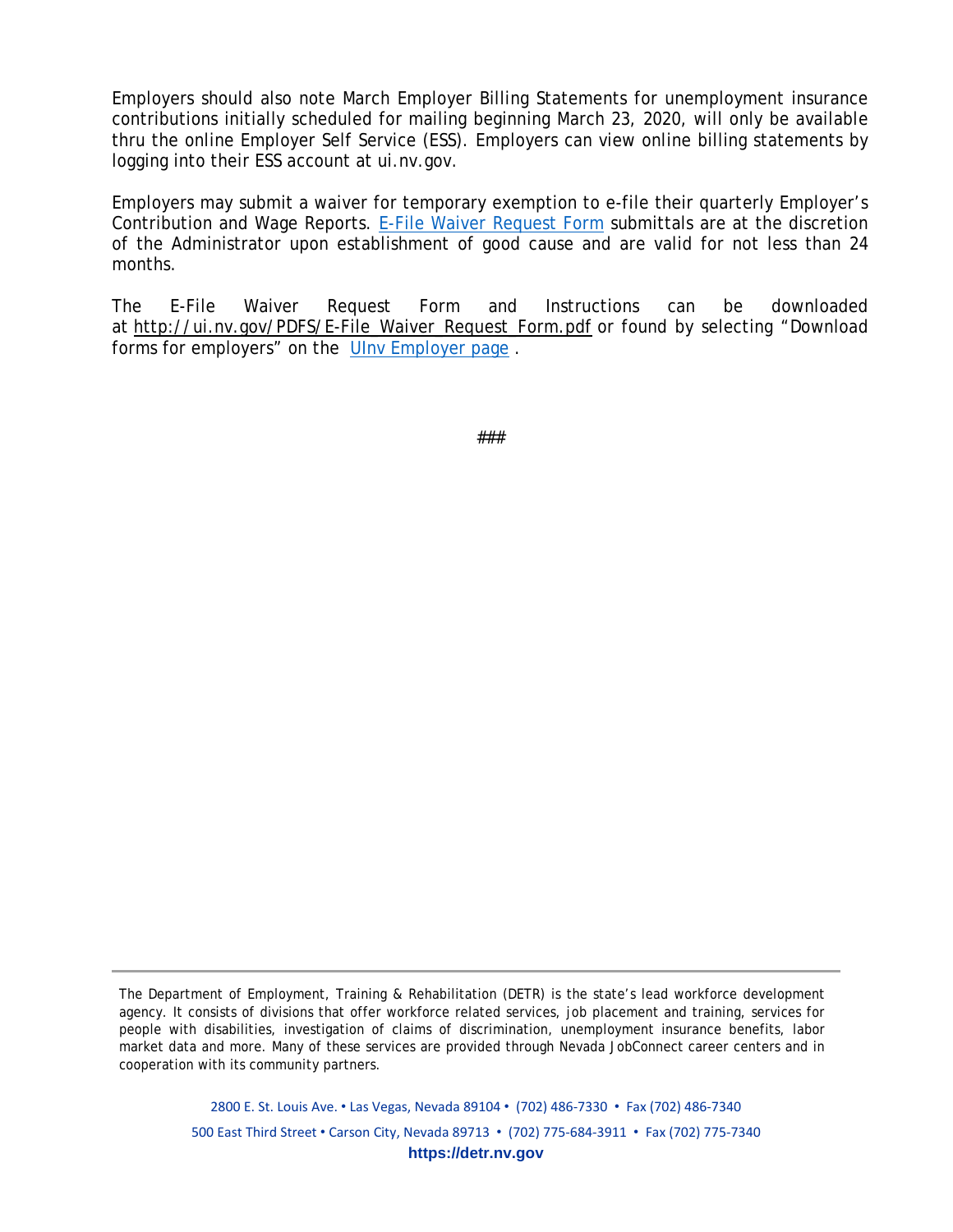Employers should also note March Employer Billing Statements for unemployment insurance contributions initially scheduled for mailing beginning March 23, 2020, will only be available thru the online Employer Self Service (ESS). Employers can view online billing statements by logging into their ESS account at ui.nv.gov.

Employers may submit a waiver for temporary exemption to e-file their quarterly Employer's Contribution and Wage Reports. E-File Waiver Request Form submittals are at the discretion of the Administrator upon establishment of good cause and are valid for not less than 24 months.

The E-File Waiver Request Form and Instructions can be downloaded at http://ui.nv.gov/PDFS/E-File_Waiver_Request_Form.pdf or found by selecting "Download forms for employers" on the UInv Employer page .

###

The Department of Employment, Training & Rehabilitation (DETR) is the state's lead workforce development agency. It consists of divisions that offer workforce related services, job placement and training, services for people with disabilities, investigation of claims of discrimination, unemployment insurance benefits, labor market data and more. Many of these services are provided through Nevada JobConnect career centers and in cooperation with its community partners.

2800 E. St. Louis Ave. • Las Vegas, Nevada 89104 • (702) 486-7330 • Fax (702) 486-7340

500 East Third Street • Carson City, Nevada 89713 • (702) 775-684-3911 • Fax (702) 775-7340

**https://detr.nv.gov**